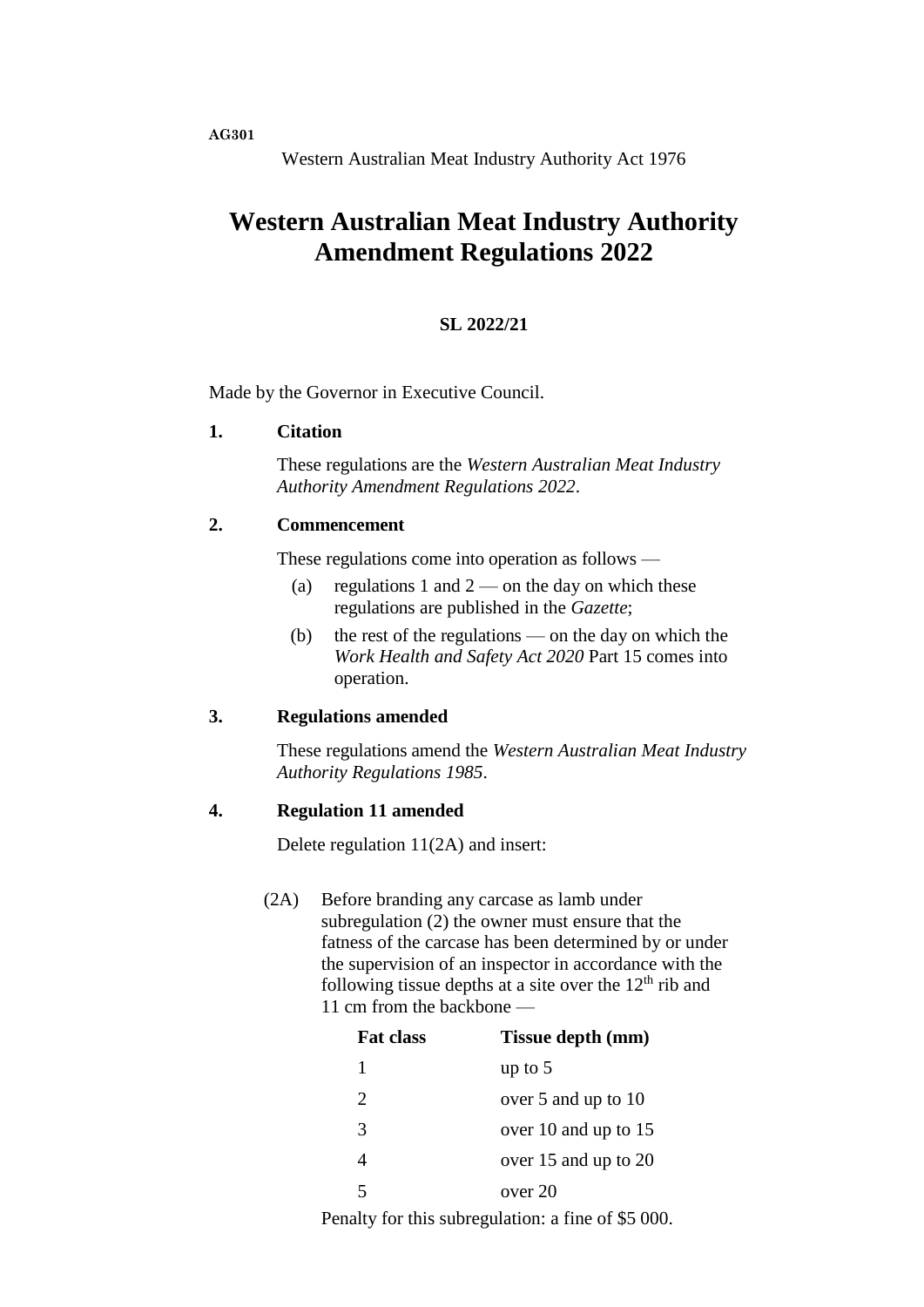**AG301**

Western Australian Meat Industry Authority Act 1976

# Western Australian Meat Industry Authority Amendment Regulations 2022

**SL 2022/21**

Made by the Governor in Executive Council.

**1. Citation**

These regulations are the *Western Australian Meat Industry Authority Amendment Regulations 2022*.

**2. Commencement**

These regulations come into operation as follows —

(a) regulations 1 and 2 — on the day on which these regulations are published in the *Gazette*;

(b) the rest of the regulations — on the day on which the *Work Health and Safety Act 2020* Part 15 comes into operation.

**3. Regulations amended**

These regulations amend the *Western Australian Meat Industry Authority Regulations 1985*.

**4. Regulation 11 amended**

Delete regulation 11(2A) and insert:

(2A) Before branding any carcase as lamb under subregulation (2) the owner must ensure that the fatness of the carcase has been determined by or under the supervision of an inspector in accordance with the following tissue depths at a site over the 12th rib and 11 cm from the backbone —

| Fat class | Tissue depth (mm) |
|---|---|
| 1 | up to 5 |
| 2 | over 5 and up to 10 |
| 3 | over 10 and up to 15 |
| 4 | over 15 and up to 20 |
| 5 | over 20 |

Penalty for this subregulation: a fine of $5 000.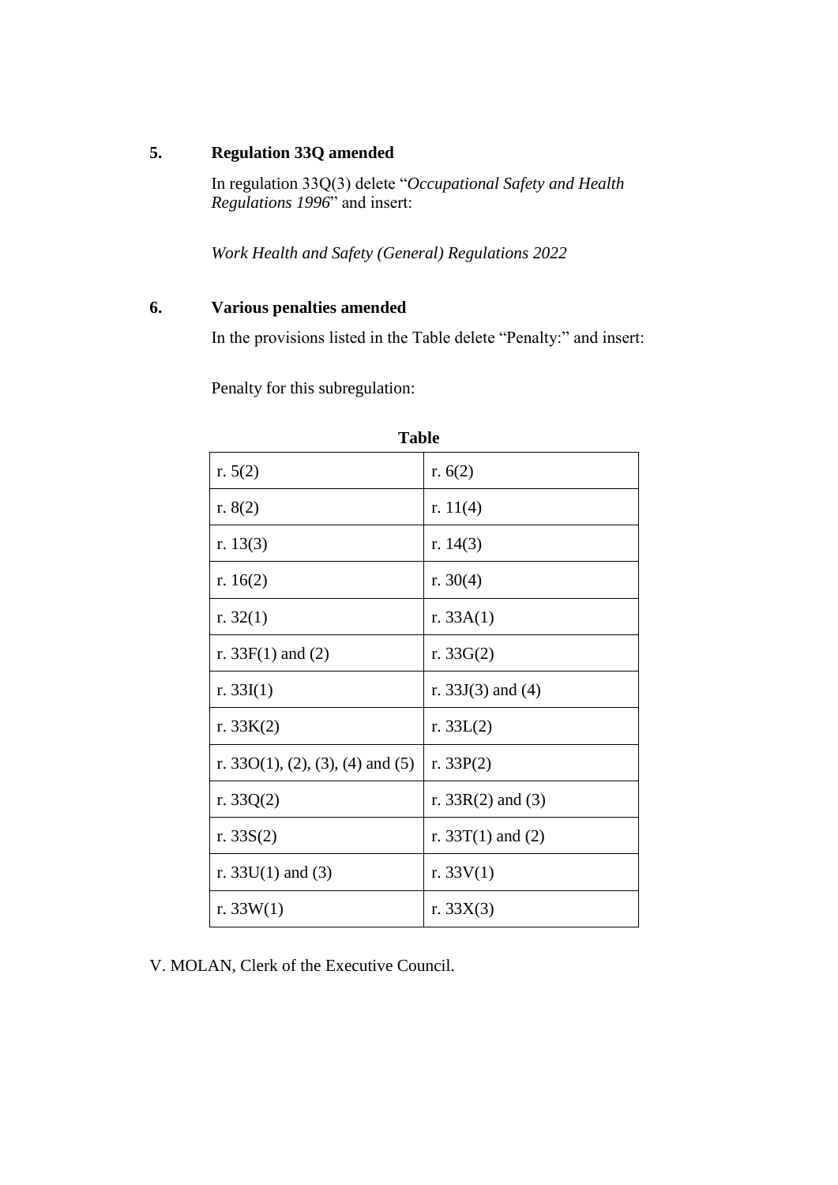### 5. Regulation 33Q amended

In regulation 33Q(3) delete "*Occupational Safety and Health Regulations 1996*" and insert:

*Work Health and Safety (General) Regulations 2022*

### 6. Various penalties amended

In the provisions listed in the Table delete "Penalty:" and insert:

Penalty for this subregulation:

**Table**

| | |
|---|---|
| r. 5(2) | r. 6(2) |
| r. 8(2) | r. 11(4) |
| r. 13(3) | r. 14(3) |
| r. 16(2) | r. 30(4) |
| r. 32(1) | r. 33A(1) |
| r. 33F(1) and (2) | r. 33G(2) |
| r. 33I(1) | r. 33J(3) and (4) |
| r. 33K(2) | r. 33L(2) |
| r. 33O(1), (2), (3), (4) and (5) | r. 33P(2) |
| r. 33Q(2) | r. 33R(2) and (3) |
| r. 33S(2) | r. 33T(1) and (2) |
| r. 33U(1) and (3) | r. 33V(1) |
| r. 33W(1) | r. 33X(3) |

V. MOLAN, Clerk of the Executive Council.